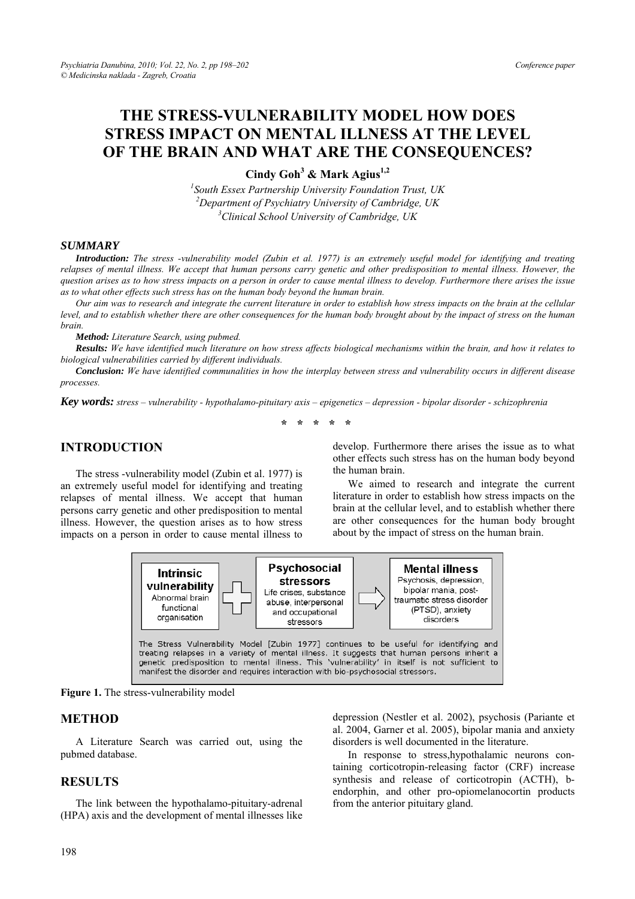# THE STRESS-VULNERABILITY MODEL HOW DOES STRESS IMPACT ON MENTAL ILLNESS AT THE LEVEL OF THE BRAIN AND WHAT ARE THE CONSEQUENCES?

**Cindy Goh[3] & Mark Agius[1,2]**

[1]*South Essex Partnership University Foundation Trust, UK*
[2]*Department of Psychiatry University of Cambridge, UK*
[3]*Clinical School University of Cambridge, UK*

### *SUMMARY*

***Introduction:*** *The stress -vulnerability model (Zubin et al. 1977) is an extremely useful model for identifying and treating relapses of mental illness. We accept that human persons carry genetic and other predisposition to mental illness. However, the question arises as to how stress impacts on a person in order to cause mental illness to develop. Furthermore there arises the issue as to what other effects such stress has on the human body beyond the human brain.*

*Our aim was to research and integrate the current literature in order to establish how stress impacts on the brain at the cellular level, and to establish whether there are other consequences for the human body brought about by the impact of stress on the human brain.*

***Method:*** *Literature Search, using pubmed.*

***Results:*** *We have identified much literature on how stress affects biological mechanisms within the brain, and how it relates to biological vulnerabilities carried by different individuals.*

***Conclusion:*** *We have identified communalities in how the interplay between stress and vulnerability occurs in different disease processes.*

***Key words:*** *stress – vulnerability - hypothalamo-pituitary axis – epigenetics – depression - bipolar disorder - schizophrenia*

\* \* \* \* \*

## INTRODUCTION

The stress -vulnerability model (Zubin et al. 1977) is an extremely useful model for identifying and treating relapses of mental illness. We accept that human persons carry genetic and other predisposition to mental illness. However, the question arises as to how stress impacts on a person in order to cause mental illness to develop. Furthermore there arises the issue as to what other effects such stress has on the human body beyond the human brain.

We aimed to research and integrate the current literature in order to establish how stress impacts on the brain at the cellular level, and to establish whether there are other consequences for the human body brought about by the impact of stress on the human brain.

**Intrinsic vulnerability** Abnormal brain functional organisation + **Psychosocial stressors** Life crises, substance abuse, interpersonal and occupational stressors → **Mental illness** Psychosis, depression, bipolar mania, post-traumatic stress disorder (PTSD), anxiety disorders

The Stress Vulnerability Model [Zubin 1977] continues to be useful for identifying and treating relapses in a variety of mental illness. It suggests that human persons inherit a genetic predisposition to mental illness. This 'vulnerability' in itself is not sufficient to manifest the disorder and requires interaction with bio-psychosocial stressors.

**Figure 1.** The stress-vulnerability model

## METHOD

A Literature Search was carried out, using the pubmed database.

## RESULTS

The link between the hypothalamo-pituitary-adrenal (HPA) axis and the development of mental illnesses like depression (Nestler et al. 2002), psychosis (Pariante et al. 2004, Garner et al. 2005), bipolar mania and anxiety disorders is well documented in the literature.

In response to stress,hypothalamic neurons containing corticotropin-releasing factor (CRF) increase synthesis and release of corticotropin (ACTH), b-endorphin, and other pro-opiomelanocortin products from the anterior pituitary gland.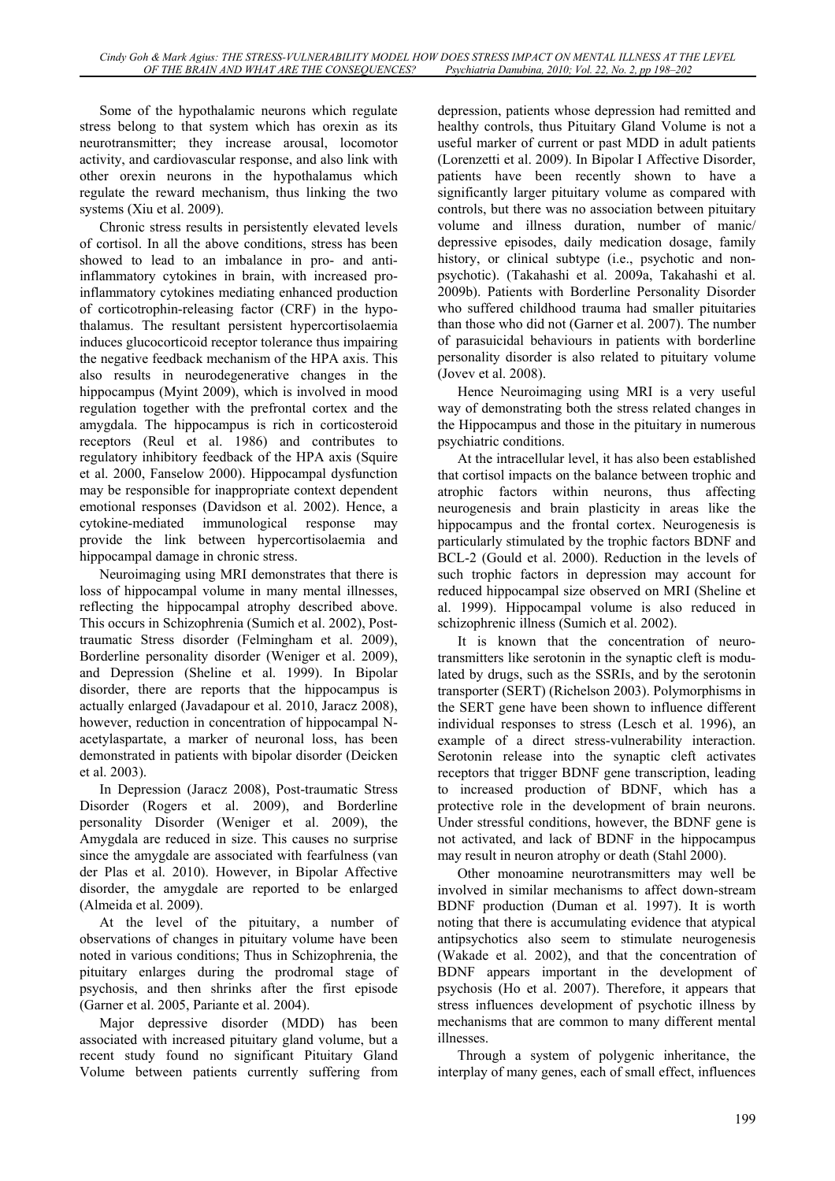Some of the hypothalamic neurons which regulate stress belong to that system which has orexin as its neurotransmitter; they increase arousal, locomotor activity, and cardiovascular response, and also link with other orexin neurons in the hypothalamus which regulate the reward mechanism, thus linking the two systems (Xiu et al. 2009).

Chronic stress results in persistently elevated levels of cortisol. In all the above conditions, stress has been showed to lead to an imbalance in pro- and anti-inflammatory cytokines in brain, with increased pro-inflammatory cytokines mediating enhanced production of corticotrophin-releasing factor (CRF) in the hypothalamus. The resultant persistent hypercortisolaemia induces glucocorticoid receptor tolerance thus impairing the negative feedback mechanism of the HPA axis. This also results in neurodegenerative changes in the hippocampus (Myint 2009), which is involved in mood regulation together with the prefrontal cortex and the amygdala. The hippocampus is rich in corticosteroid receptors (Reul et al. 1986) and contributes to regulatory inhibitory feedback of the HPA axis (Squire et al. 2000, Fanselow 2000). Hippocampal dysfunction may be responsible for inappropriate context dependent emotional responses (Davidson et al. 2002). Hence, a cytokine-mediated immunological response may provide the link between hypercortisolaemia and hippocampal damage in chronic stress.

Neuroimaging using MRI demonstrates that there is loss of hippocampal volume in many mental illnesses, reflecting the hippocampal atrophy described above. This occurs in Schizophrenia (Sumich et al. 2002), Post-traumatic Stress disorder (Felmingham et al. 2009), Borderline personality disorder (Weniger et al. 2009), and Depression (Sheline et al. 1999). In Bipolar disorder, there are reports that the hippocampus is actually enlarged (Javadapour et al. 2010, Jaracz 2008), however, reduction in concentration of hippocampal N-acetylaspartate, a marker of neuronal loss, has been demonstrated in patients with bipolar disorder (Deicken et al. 2003).

In Depression (Jaracz 2008), Post-traumatic Stress Disorder (Rogers et al. 2009), and Borderline personality Disorder (Weniger et al. 2009), the Amygdala are reduced in size. This causes no surprise since the amygdale are associated with fearfulness (van der Plas et al. 2010). However, in Bipolar Affective disorder, the amygdale are reported to be enlarged (Almeida et al. 2009).

At the level of the pituitary, a number of observations of changes in pituitary volume have been noted in various conditions; Thus in Schizophrenia, the pituitary enlarges during the prodromal stage of psychosis, and then shrinks after the first episode (Garner et al. 2005, Pariante et al. 2004).

Major depressive disorder (MDD) has been associated with increased pituitary gland volume, but a recent study found no significant Pituitary Gland Volume between patients currently suffering from depression, patients whose depression had remitted and healthy controls, thus Pituitary Gland Volume is not a useful marker of current or past MDD in adult patients (Lorenzetti et al. 2009). In Bipolar I Affective Disorder, patients have been recently shown to have a significantly larger pituitary volume as compared with controls, but there was no association between pituitary volume and illness duration, number of manic/ depressive episodes, daily medication dosage, family history, or clinical subtype (i.e., psychotic and non-psychotic). (Takahashi et al. 2009a, Takahashi et al. 2009b). Patients with Borderline Personality Disorder who suffered childhood trauma had smaller pituitaries than those who did not (Garner et al. 2007). The number of parasuicidal behaviours in patients with borderline personality disorder is also related to pituitary volume (Jovev et al. 2008).

Hence Neuroimaging using MRI is a very useful way of demonstrating both the stress related changes in the Hippocampus and those in the pituitary in numerous psychiatric conditions.

At the intracellular level, it has also been established that cortisol impacts on the balance between trophic and atrophic factors within neurons, thus affecting neurogenesis and brain plasticity in areas like the hippocampus and the frontal cortex. Neurogenesis is particularly stimulated by the trophic factors BDNF and BCL-2 (Gould et al. 2000). Reduction in the levels of such trophic factors in depression may account for reduced hippocampal size observed on MRI (Sheline et al. 1999). Hippocampal volume is also reduced in schizophrenic illness (Sumich et al. 2002).

It is known that the concentration of neurotransmitters like serotonin in the synaptic cleft is modulated by drugs, such as the SSRIs, and by the serotonin transporter (SERT) (Richelson 2003). Polymorphisms in the SERT gene have been shown to influence different individual responses to stress (Lesch et al. 1996), an example of a direct stress-vulnerability interaction. Serotonin release into the synaptic cleft activates receptors that trigger BDNF gene transcription, leading to increased production of BDNF, which has a protective role in the development of brain neurons. Under stressful conditions, however, the BDNF gene is not activated, and lack of BDNF in the hippocampus may result in neuron atrophy or death (Stahl 2000).

Other monoamine neurotransmitters may well be involved in similar mechanisms to affect down-stream BDNF production (Duman et al. 1997). It is worth noting that there is accumulating evidence that atypical antipsychotics also seem to stimulate neurogenesis (Wakade et al. 2002), and that the concentration of BDNF appears important in the development of psychosis (Ho et al. 2007). Therefore, it appears that stress influences development of psychotic illness by mechanisms that are common to many different mental illnesses.

Through a system of polygenic inheritance, the interplay of many genes, each of small effect, influences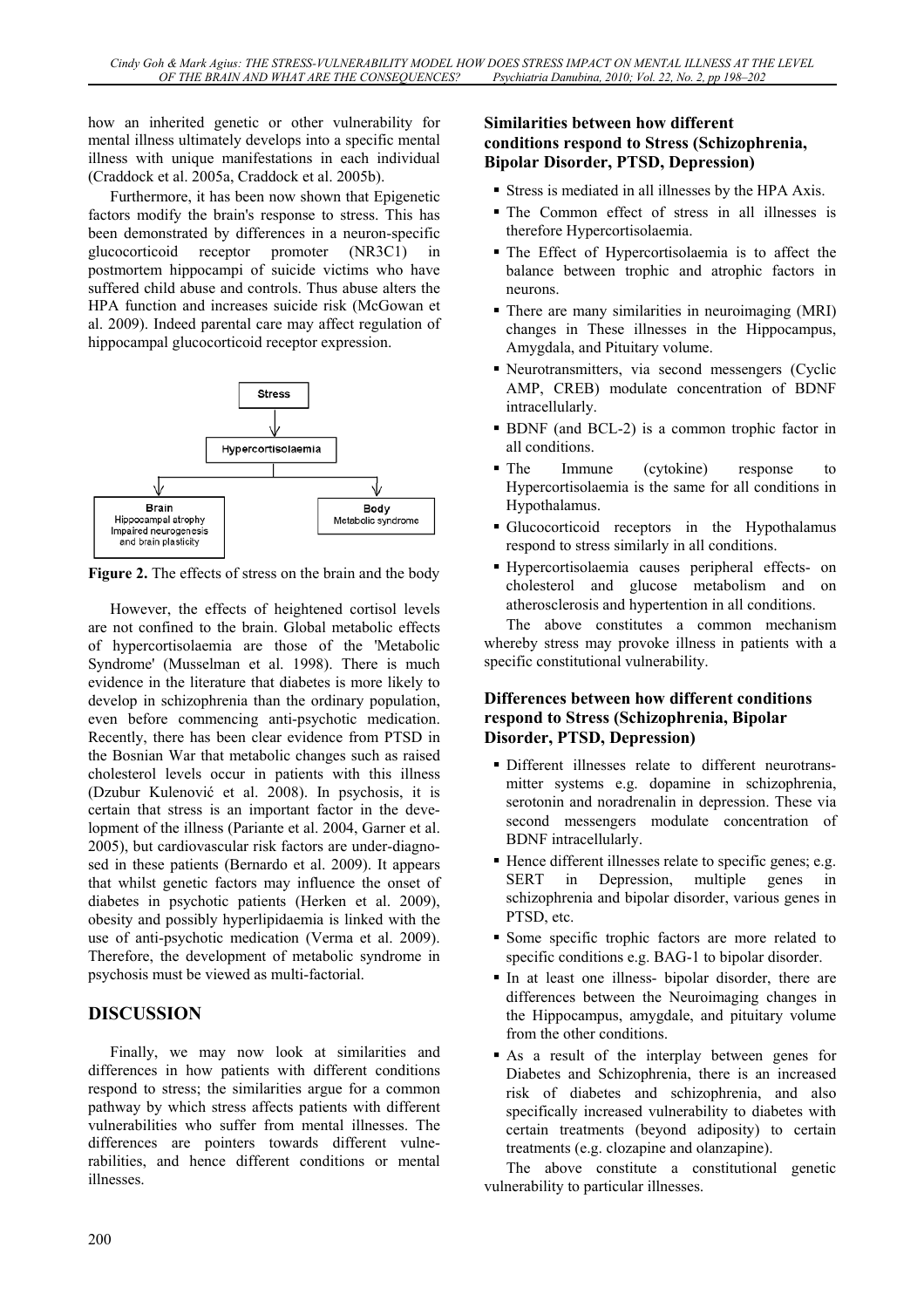how an inherited genetic or other vulnerability for mental illness ultimately develops into a specific mental illness with unique manifestations in each individual (Craddock et al. 2005a, Craddock et al. 2005b).

Furthermore, it has been now shown that Epigenetic factors modify the brain's response to stress. This has been demonstrated by differences in a neuron-specific glucocorticoid receptor promoter (NR3C1) in postmortem hippocampi of suicide victims who have suffered child abuse and controls. Thus abuse alters the HPA function and increases suicide risk (McGowan et al. 2009). Indeed parental care may affect regulation of hippocampal glucocorticoid receptor expression.

```
                    Stress
                      |
              Hypercortisolaemia
             /                  \
Brain                            Body
Hippocampal atrophy              Metabolic syndrome
Impaired neurogenesis
and brain plasticity
```

**Figure 2.** The effects of stress on the brain and the body

However, the effects of heightened cortisol levels are not confined to the brain. Global metabolic effects of hypercortisolaemia are those of the 'Metabolic Syndrome' (Musselman et al. 1998). There is much evidence in the literature that diabetes is more likely to develop in schizophrenia than the ordinary population, even before commencing anti-psychotic medication. Recently, there has been clear evidence from PTSD in the Bosnian War that metabolic changes such as raised cholesterol levels occur in patients with this illness (Dzubur Kulenović et al. 2008). In psychosis, it is certain that stress is an important factor in the development of the illness (Pariante et al. 2004, Garner et al. 2005), but cardiovascular risk factors are under-diagnosed in these patients (Bernardo et al. 2009). It appears that whilst genetic factors may influence the onset of diabetes in psychotic patients (Herken et al. 2009), obesity and possibly hyperlipidaemia is linked with the use of anti-psychotic medication (Verma et al. 2009). Therefore, the development of metabolic syndrome in psychosis must be viewed as multi-factorial.

## DISCUSSION

Finally, we may now look at similarities and differences in how patients with different conditions respond to stress; the similarities argue for a common pathway by which stress affects patients with different vulnerabilities who suffer from mental illnesses. The differences are pointers towards different vulnerabilities, and hence different conditions or mental illnesses.

### Similarities between how different conditions respond to Stress (Schizophrenia, Bipolar Disorder, PTSD, Depression)

- Stress is mediated in all illnesses by the HPA Axis.
- The Common effect of stress in all illnesses is therefore Hypercortisolaemia.
- The Effect of Hypercortisolaemia is to affect the balance between trophic and atrophic factors in neurons.
- There are many similarities in neuroimaging (MRI) changes in These illnesses in the Hippocampus, Amygdala, and Pituitary volume.
- Neurotransmitters, via second messengers (Cyclic AMP, CREB) modulate concentration of BDNF intracellularly.
- BDNF (and BCL-2) is a common trophic factor in all conditions.
- The Immune (cytokine) response to Hypercortisolaemia is the same for all conditions in Hypothalamus.
- Glucocorticoid receptors in the Hypothalamus respond to stress similarly in all conditions.
- Hypercortisolaemia causes peripheral effects- on cholesterol and glucose metabolism and on atherosclerosis and hypertention in all conditions.

The above constitutes a common mechanism whereby stress may provoke illness in patients with a specific constitutional vulnerability.

### Differences between how different conditions respond to Stress (Schizophrenia, Bipolar Disorder, PTSD, Depression)

- Different illnesses relate to different neurotransmitter systems e.g. dopamine in schizophrenia, serotonin and noradrenalin in depression. These via second messengers modulate concentration of BDNF intracellularly.
- Hence different illnesses relate to specific genes; e.g. SERT in Depression, multiple genes in schizophrenia and bipolar disorder, various genes in PTSD, etc.
- Some specific trophic factors are more related to specific conditions e.g. BAG-1 to bipolar disorder.
- In at least one illness- bipolar disorder, there are differences between the Neuroimaging changes in the Hippocampus, amygdale, and pituitary volume from the other conditions.
- As a result of the interplay between genes for Diabetes and Schizophrenia, there is an increased risk of diabetes and schizophrenia, and also specifically increased vulnerability to diabetes with certain treatments (beyond adiposity) to certain treatments (e.g. clozapine and olanzapine).

The above constitute a constitutional genetic vulnerability to particular illnesses.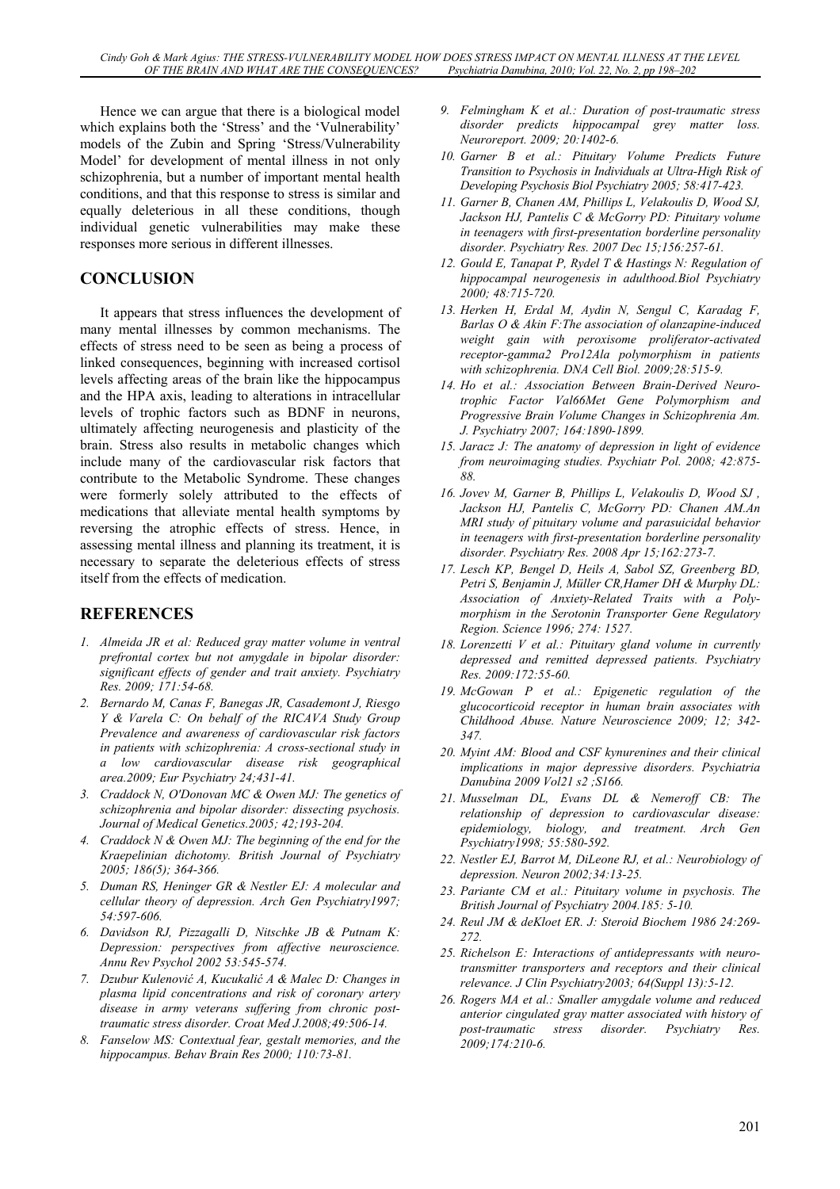Hence we can argue that there is a biological model which explains both the 'Stress' and the 'Vulnerability' models of the Zubin and Spring 'Stress/Vulnerability Model' for development of mental illness in not only schizophrenia, but a number of important mental health conditions, and that this response to stress is similar and equally deleterious in all these conditions, though individual genetic vulnerabilities may make these responses more serious in different illnesses.

## CONCLUSION

It appears that stress influences the development of many mental illnesses by common mechanisms. The effects of stress need to be seen as being a process of linked consequences, beginning with increased cortisol levels affecting areas of the brain like the hippocampus and the HPA axis, leading to alterations in intracellular levels of trophic factors such as BDNF in neurons, ultimately affecting neurogenesis and plasticity of the brain. Stress also results in metabolic changes which include many of the cardiovascular risk factors that contribute to the Metabolic Syndrome. These changes were formerly solely attributed to the effects of medications that alleviate mental health symptoms by reversing the atrophic effects of stress. Hence, in assessing mental illness and planning its treatment, it is necessary to separate the deleterious effects of stress itself from the effects of medication.

## REFERENCES

1. *Almeida JR et al: Reduced gray matter volume in ventral prefrontal cortex but not amygdale in bipolar disorder: significant effects of gender and trait anxiety. Psychiatry Res. 2009; 171:54-68.*
2. *Bernardo M, Canas F, Banegas JR, Casademont J, Riesgo Y & Varela C: On behalf of the RICAVA Study Group Prevalence and awareness of cardiovascular risk factors in patients with schizophrenia: A cross-sectional study in a low cardiovascular disease risk geographical area.2009; Eur Psychiatry 24;431-41.*
3. *Craddock N, O'Donovan MC & Owen MJ: The genetics of schizophrenia and bipolar disorder: dissecting psychosis. Journal of Medical Genetics.2005; 42;193-204.*
4. *Craddock N & Owen MJ: The beginning of the end for the Kraepelinian dichotomy. British Journal of Psychiatry 2005; 186(5); 364-366.*
5. *Duman RS, Heninger GR & Nestler EJ: A molecular and cellular theory of depression. Arch Gen Psychiatry1997; 54:597-606.*
6. *Davidson RJ, Pizzagalli D, Nitschke JB & Putnam K: Depression: perspectives from affective neuroscience. Annu Rev Psychol 2002 53:545-574.*
7. *Dzubur Kulenović A, Kucukalić A & Malec D: Changes in plasma lipid concentrations and risk of coronary artery disease in army veterans suffering from chronic post-traumatic stress disorder. Croat Med J.2008;49:506-14.*
8. *Fanselow MS: Contextual fear, gestalt memories, and the hippocampus. Behav Brain Res 2000; 110:73-81.*
9. *Felmingham K et al.: Duration of post-traumatic stress disorder predicts hippocampal grey matter loss. Neuroreport. 2009; 20:1402-6.*
10. *Garner B et al.: Pituitary Volume Predicts Future Transition to Psychosis in Individuals at Ultra-High Risk of Developing Psychosis Biol Psychiatry 2005; 58:417-423.*
11. *Garner B, Chanen AM, Phillips L, Velakoulis D, Wood SJ, Jackson HJ, Pantelis C & McGorry PD: Pituitary volume in teenagers with first-presentation borderline personality disorder. Psychiatry Res. 2007 Dec 15;156:257-61.*
12. *Gould E, Tanapat P, Rydel T & Hastings N: Regulation of hippocampal neurogenesis in adulthood.Biol Psychiatry 2000; 48:715-720.*
13. *Herken H, Erdal M, Aydin N, Sengul C, Karadag F, Barlas O & Akin F:The association of olanzapine-induced weight gain with peroxisome proliferator-activated receptor-gamma2 Pro12Ala polymorphism in patients with schizophrenia. DNA Cell Biol. 2009;28:515-9.*
14. *Ho et al.: Association Between Brain-Derived Neurotrophic Factor Val66Met Gene Polymorphism and Progressive Brain Volume Changes in Schizophrenia Am. J. Psychiatry 2007; 164:1890-1899.*
15. *Jaracz J: The anatomy of depression in light of evidence from neuroimaging studies. Psychiatr Pol. 2008; 42:875-88.*
16. *Jovev M, Garner B, Phillips L, Velakoulis D, Wood SJ , Jackson HJ, Pantelis C, McGorry PD: Chanen AM.An MRI study of pituitary volume and parasuicidal behavior in teenagers with first-presentation borderline personality disorder. Psychiatry Res. 2008 Apr 15;162:273-7.*
17. *Lesch KP, Bengel D, Heils A, Sabol SZ, Greenberg BD, Petri S, Benjamin J, Müller CR,Hamer DH & Murphy DL: Association of Anxiety-Related Traits with a Polymorphism in the Serotonin Transporter Gene Regulatory Region. Science 1996; 274: 1527.*
18. *Lorenzetti V et al.: Pituitary gland volume in currently depressed and remitted depressed patients. Psychiatry Res. 2009:172:55-60.*
19. *McGowan P et al.: Epigenetic regulation of the glucocorticoid receptor in human brain associates with Childhood Abuse. Nature Neuroscience 2009; 12; 342-347.*
20. *Myint AM: Blood and CSF kynurenines and their clinical implications in major depressive disorders. Psychiatria Danubina 2009 Vol21 s2 ;S166.*
21. *Musselman DL, Evans DL & Nemeroff CB: The relationship of depression to cardiovascular disease: epidemiology, biology, and treatment. Arch Gen Psychiatry1998; 55:580-592.*
22. *Nestler EJ, Barrot M, DiLeone RJ, et al.: Neurobiology of depression. Neuron 2002;34:13-25.*
23. *Pariante CM et al.: Pituitary volume in psychosis. The British Journal of Psychiatry 2004.185: 5-10.*
24. *Reul JM & deKloet ER. J: Steroid Biochem 1986 24:269-272.*
25. *Richelson E: Interactions of antidepressants with neurotransmitter transporters and receptors and their clinical relevance. J Clin Psychiatry2003; 64(Suppl 13):5-12.*
26. *Rogers MA et al.: Smaller amygdale volume and reduced anterior cingulated gray matter associated with history of post-traumatic stress disorder. Psychiatry Res. 2009;174:210-6.*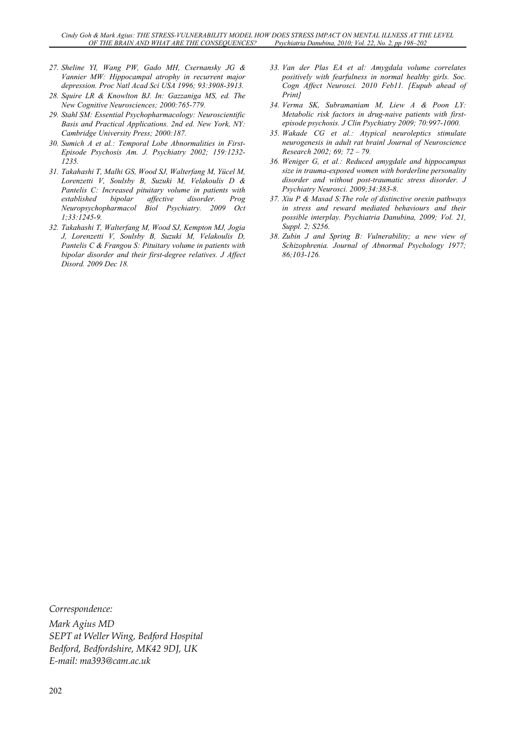27. Sheline YI, Wang PW, Gado MH, Csernansky JG & Vannier MW: Hippocampal atrophy in recurrent major depression. Proc Natl Acad Sci USA 1996; 93:3908-3913.
28. Squire LR & Knowlton BJ. In: Gazzaniga MS, ed. The New Cognitive Neurosciences; 2000:765-779.
29. Stahl SM: Essential Psychopharmacology: Neuroscientific Basis and Practical Applications. 2nd ed. New York, NY: Cambridge University Press; 2000:187.
30. Sumich A et al.: Temporal Lobe Abnormalities in First-Episode Psychosis Am. J. Psychiatry 2002; 159:1232-1235.
31. Takahashi T, Malhi GS, Wood SJ, Walterfang M, Yücel M, Lorenzetti V, Soulsby B, Suzuki M, Velakoulis D & Pantelis C: Increased pituitary volume in patients with established bipolar affective disorder. Prog Neuropsychopharmacol Biol Psychiatry. 2009 Oct 1;33:1245-9.
32. Takahashi T, Walterfang M, Wood SJ, Kempton MJ, Jogia J, Lorenzetti V, Soulsby B, Suzuki M, Velakoulis D, Pantelis C & Frangou S: Pituitary volume in patients with bipolar disorder and their first-degree relatives. J Affect Disord. 2009 Dec 18.
33. Van der Plas EA et al: Amygdala volume correlates positively with fearfulness in normal healthy girls. Soc. Cogn Affect Neurosci. 2010 Feb11. [Eupub ahead of Print]
34. Verma SK, Subramaniam M, Liew A & Poon LY: Metabolic risk factors in drug-naive patients with first-episode psychosis. J Clin Psychiatry 2009; 70:997-1000.
35. Wakade CG et al.: Atypical neuroleptics stimulate neurogenesis in adult rat brainl Journal of Neuroscience Research 2002; 69; 72 – 79.
36. Weniger G, et al.: Reduced amygdale and hippocampus size in trauma-exposed women with borderline personality disorder and without post-traumatic stress disorder. J Psychiatry Neurosci. 2009;34:383-8.
37. Xiu P & Masad S:The role of distinctive orexin pathways in stress and reward mediated behaviours and their possible interplay. Psychiatria Danubina, 2009; Vol. 21, Suppl. 2; S256.
38. Zubin J and Spring B: Vulnerability; a new view of Schizophrenia. Journal of Abnormal Psychology 1977; 86;103-126.

*Correspondence:*
*Mark Agius MD*
*SEPT at Weller Wing, Bedford Hospital*
*Bedford, Bedfordshire, MK42 9DJ, UK*
*E-mail: ma393@cam.ac.uk*